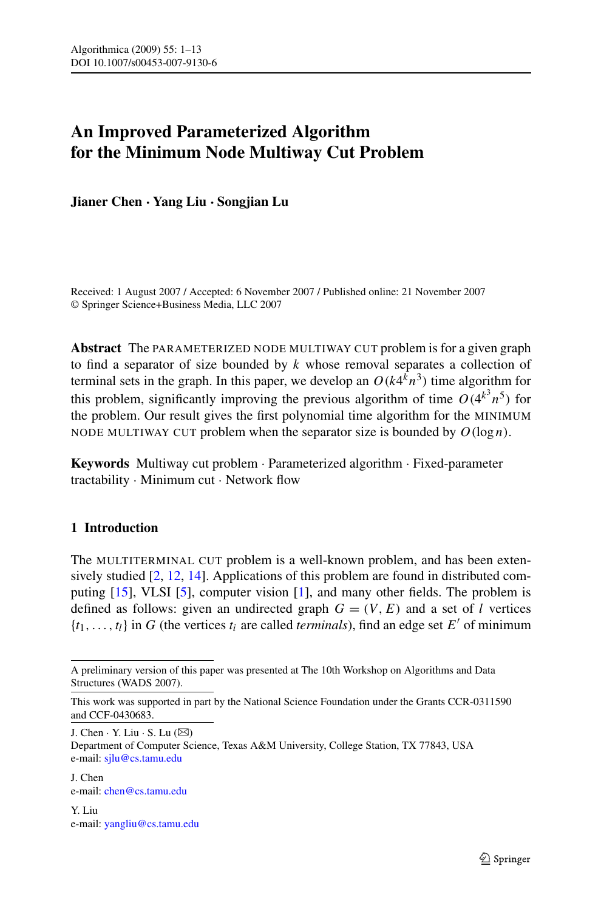# An Improved Parameterized Algorithm for the Minimum Node Multiway Cut Problem

**Jianer Chen · Yang Liu · Songjian Lu**

Received: 1 August 2007 / Accepted: 6 November 2007 / Published online: 21 November 2007
© Springer Science+Business Media, LLC 2007

**Abstract** The PARAMETERIZED NODE MULTIWAY CUT problem is for a given graph to find a separator of size bounded by $k$ whose removal separates a collection of terminal sets in the graph. In this paper, we develop an $O(k4^k n^3)$ time algorithm for this problem, significantly improving the previous algorithm of time $O(4^{k^3} n^5)$ for the problem. Our result gives the first polynomial time algorithm for the MINIMUM NODE MULTIWAY CUT problem when the separator size is bounded by $O(\log n)$.

**Keywords** Multiway cut problem · Parameterized algorithm · Fixed-parameter tractability · Minimum cut · Network flow

## 1 Introduction

The MULTITERMINAL CUT problem is a well-known problem, and has been extensively studied [2, 12, 14]. Applications of this problem are found in distributed computing [15], VLSI [5], computer vision [1], and many other fields. The problem is defined as follows: given an undirected graph $G = (V, E)$ and a set of $l$ vertices $\{t_1, \ldots, t_l\}$ in $G$ (the vertices $t_i$ are called *terminals*), find an edge set $E'$ of minimum

A preliminary version of this paper was presented at The 10th Workshop on Algorithms and Data Structures (WADS 2007).

This work was supported in part by the National Science Foundation under the Grants CCR-0311590 and CCF-0430683.

J. Chen · Y. Liu · S. Lu (✉)
Department of Computer Science, Texas A&M University, College Station, TX 77843, USA
e-mail: sjlu@cs.tamu.edu

J. Chen
e-mail: chen@cs.tamu.edu

Y. Liu
e-mail: yangliu@cs.tamu.edu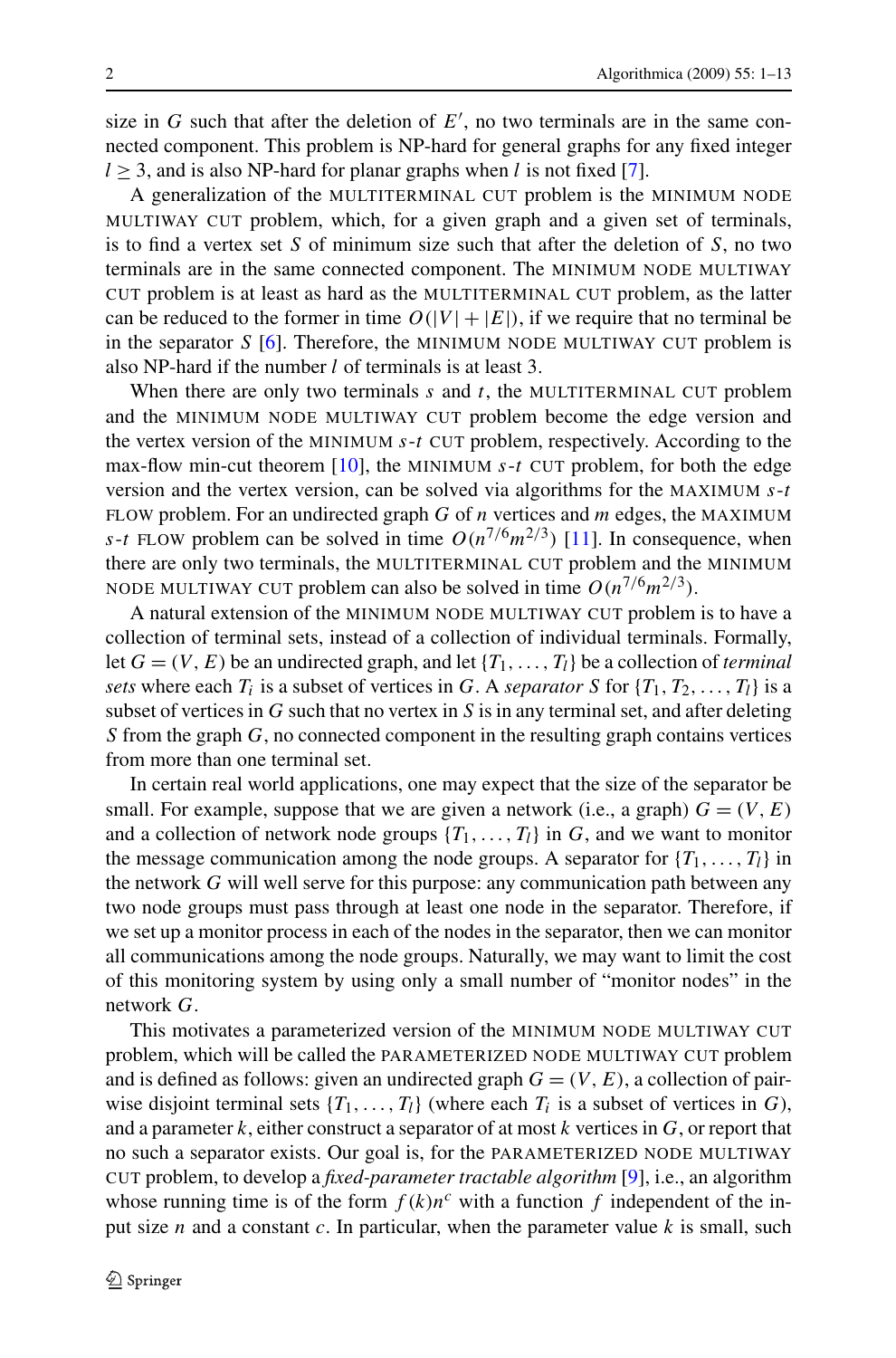size in $G$ such that after the deletion of $E'$, no two terminals are in the same connected component. This problem is NP-hard for general graphs for any fixed integer $l \geq 3$, and is also NP-hard for planar graphs when $l$ is not fixed [7].

A generalization of the MULTITERMINAL CUT problem is the MINIMUM NODE MULTIWAY CUT problem, which, for a given graph and a given set of terminals, is to find a vertex set $S$ of minimum size such that after the deletion of $S$, no two terminals are in the same connected component. The MINIMUM NODE MULTIWAY CUT problem is at least as hard as the MULTITERMINAL CUT problem, as the latter can be reduced to the former in time $O(|V| + |E|)$, if we require that no terminal be in the separator $S$ [6]. Therefore, the MINIMUM NODE MULTIWAY CUT problem is also NP-hard if the number $l$ of terminals is at least 3.

When there are only two terminals $s$ and $t$, the MULTITERMINAL CUT problem and the MINIMUM NODE MULTIWAY CUT problem become the edge version and the vertex version of the MINIMUM $s$-$t$ CUT problem, respectively. According to the max-flow min-cut theorem [10], the MINIMUM $s$-$t$ CUT problem, for both the edge version and the vertex version, can be solved via algorithms for the MAXIMUM $s$-$t$ FLOW problem. For an undirected graph $G$ of $n$ vertices and $m$ edges, the MAXIMUM $s$-$t$ FLOW problem can be solved in time $O(n^{7/6}m^{2/3})$ [11]. In consequence, when there are only two terminals, the MULTITERMINAL CUT problem and the MINIMUM NODE MULTIWAY CUT problem can also be solved in time $O(n^{7/6}m^{2/3})$.

A natural extension of the MINIMUM NODE MULTIWAY CUT problem is to have a collection of terminal sets, instead of a collection of individual terminals. Formally, let $G = (V, E)$ be an undirected graph, and let $\{T_1, \dots, T_l\}$ be a collection of *terminal sets* where each $T_i$ is a subset of vertices in $G$. A *separator* $S$ for $\{T_1, T_2, \dots, T_l\}$ is a subset of vertices in $G$ such that no vertex in $S$ is in any terminal set, and after deleting $S$ from the graph $G$, no connected component in the resulting graph contains vertices from more than one terminal set.

In certain real world applications, one may expect that the size of the separator be small. For example, suppose that we are given a network (i.e., a graph) $G = (V, E)$ and a collection of network node groups $\{T_1, \dots, T_l\}$ in $G$, and we want to monitor the message communication among the node groups. A separator for $\{T_1, \dots, T_l\}$ in the network $G$ will well serve for this purpose: any communication path between any two node groups must pass through at least one node in the separator. Therefore, if we set up a monitor process in each of the nodes in the separator, then we can monitor all communications among the node groups. Naturally, we may want to limit the cost of this monitoring system by using only a small number of "monitor nodes" in the network $G$.

This motivates a parameterized version of the MINIMUM NODE MULTIWAY CUT problem, which will be called the PARAMETERIZED NODE MULTIWAY CUT problem and is defined as follows: given an undirected graph $G = (V, E)$, a collection of pairwise disjoint terminal sets $\{T_1, \dots, T_l\}$ (where each $T_i$ is a subset of vertices in $G$), and a parameter $k$, either construct a separator of at most $k$ vertices in $G$, or report that no such a separator exists. Our goal is, for the PARAMETERIZED NODE MULTIWAY CUT problem, to develop a *fixed-parameter tractable algorithm* [9], i.e., an algorithm whose running time is of the form $f(k)n^c$ with a function $f$ independent of the input size $n$ and a constant $c$. In particular, when the parameter value $k$ is small, such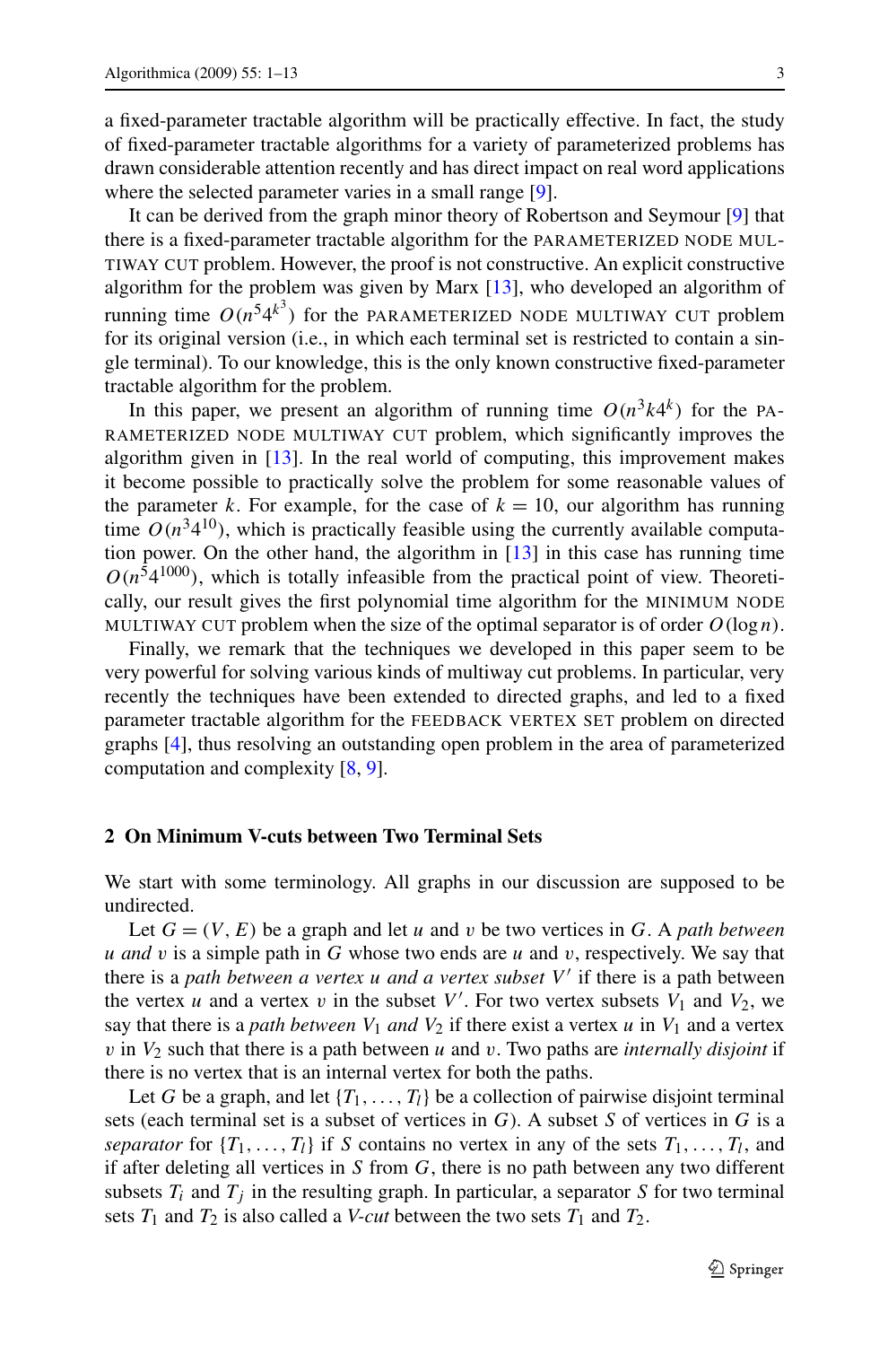a fixed-parameter tractable algorithm will be practically effective. In fact, the study of fixed-parameter tractable algorithms for a variety of parameterized problems has drawn considerable attention recently and has direct impact on real word applications where the selected parameter varies in a small range [9].

It can be derived from the graph minor theory of Robertson and Seymour [9] that there is a fixed-parameter tractable algorithm for the PARAMETERIZED NODE MULTIWAY CUT problem. However, the proof is not constructive. An explicit constructive algorithm for the problem was given by Marx [13], who developed an algorithm of running time $O(n^5 4^{k^3})$ for the PARAMETERIZED NODE MULTIWAY CUT problem for its original version (i.e., in which each terminal set is restricted to contain a single terminal). To our knowledge, this is the only known constructive fixed-parameter tractable algorithm for the problem.

In this paper, we present an algorithm of running time $O(n^3 k 4^k)$ for the PARAMETERIZED NODE MULTIWAY CUT problem, which significantly improves the algorithm given in [13]. In the real world of computing, this improvement makes it become possible to practically solve the problem for some reasonable values of the parameter $k$. For example, for the case of $k = 10$, our algorithm has running time $O(n^3 4^{10})$, which is practically feasible using the currently available computation power. On the other hand, the algorithm in [13] in this case has running time $O(n^5 4^{1000})$, which is totally infeasible from the practical point of view. Theoretically, our result gives the first polynomial time algorithm for the MINIMUM NODE MULTIWAY CUT problem when the size of the optimal separator is of order $O(\log n)$.

Finally, we remark that the techniques we developed in this paper seem to be very powerful for solving various kinds of multiway cut problems. In particular, very recently the techniques have been extended to directed graphs, and led to a fixed parameter tractable algorithm for the FEEDBACK VERTEX SET problem on directed graphs [4], thus resolving an outstanding open problem in the area of parameterized computation and complexity [8, 9].

## 2 On Minimum V-cuts between Two Terminal Sets

We start with some terminology. All graphs in our discussion are supposed to be undirected.

Let $G = (V, E)$ be a graph and let $u$ and $v$ be two vertices in $G$. A *path between $u$ and $v$* is a simple path in $G$ whose two ends are $u$ and $v$, respectively. We say that there is a *path between a vertex $u$ and a vertex subset $V'$* if there is a path between the vertex $u$ and a vertex $v$ in the subset $V'$. For two vertex subsets $V_1$ and $V_2$, we say that there is a *path between $V_1$ and $V_2$* if there exist a vertex $u$ in $V_1$ and a vertex $v$ in $V_2$ such that there is a path between $u$ and $v$. Two paths are *internally disjoint* if there is no vertex that is an internal vertex for both the paths.

Let $G$ be a graph, and let $\{T_1, \ldots, T_l\}$ be a collection of pairwise disjoint terminal sets (each terminal set is a subset of vertices in $G$). A subset $S$ of vertices in $G$ is a *separator* for $\{T_1, \ldots, T_l\}$ if $S$ contains no vertex in any of the sets $T_1, \ldots, T_l$, and if after deleting all vertices in $S$ from $G$, there is no path between any two different subsets $T_i$ and $T_j$ in the resulting graph. In particular, a separator $S$ for two terminal sets $T_1$ and $T_2$ is also called a *V-cut* between the two sets $T_1$ and $T_2$.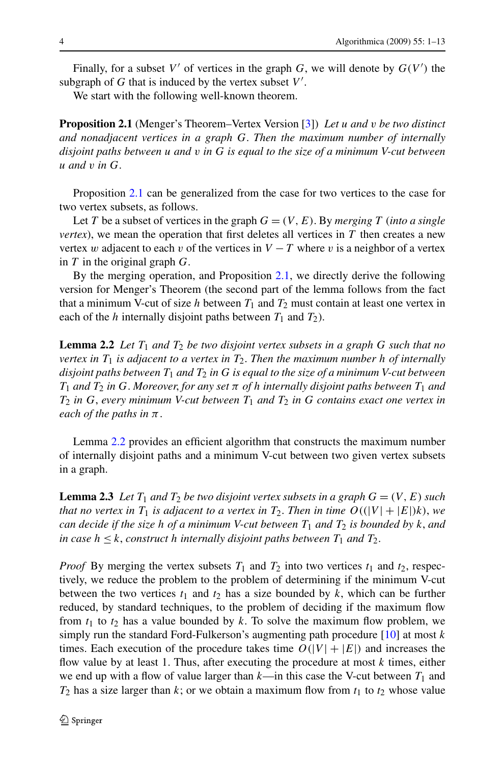Finally, for a subset $V'$ of vertices in the graph $G$, we will denote by $G(V')$ the subgraph of $G$ that is induced by the vertex subset $V'$.

We start with the following well-known theorem.

**Proposition 2.1** (Menger's Theorem–Vertex Version [3]) *Let $u$ and $v$ be two distinct and nonadjacent vertices in a graph $G$. Then the maximum number of internally disjoint paths between $u$ and $v$ in $G$ is equal to the size of a minimum V-cut between $u$ and $v$ in $G$.*

Proposition 2.1 can be generalized from the case for two vertices to the case for two vertex subsets, as follows.

Let $T$ be a subset of vertices in the graph $G = (V, E)$. By *merging $T$ (into a single vertex)*, we mean the operation that first deletes all vertices in $T$ then creates a new vertex $w$ adjacent to each $v$ of the vertices in $V - T$ where $v$ is a neighbor of a vertex in $T$ in the original graph $G$.

By the merging operation, and Proposition 2.1, we directly derive the following version for Menger's Theorem (the second part of the lemma follows from the fact that a minimum V-cut of size $h$ between $T_1$ and $T_2$ must contain at least one vertex in each of the $h$ internally disjoint paths between $T_1$ and $T_2$).

**Lemma 2.2** *Let $T_1$ and $T_2$ be two disjoint vertex subsets in a graph $G$ such that no vertex in $T_1$ is adjacent to a vertex in $T_2$. Then the maximum number $h$ of internally disjoint paths between $T_1$ and $T_2$ in $G$ is equal to the size of a minimum V-cut between $T_1$ and $T_2$ in $G$. Moreover, for any set $\pi$ of $h$ internally disjoint paths between $T_1$ and $T_2$ in $G$, every minimum V-cut between $T_1$ and $T_2$ in $G$ contains exact one vertex in each of the paths in $\pi$.*

Lemma 2.2 provides an efficient algorithm that constructs the maximum number of internally disjoint paths and a minimum V-cut between two given vertex subsets in a graph.

**Lemma 2.3** *Let $T_1$ and $T_2$ be two disjoint vertex subsets in a graph $G = (V, E)$ such that no vertex in $T_1$ is adjacent to a vertex in $T_2$. Then in time $O((|V| + |E|)k)$, we can decide if the size $h$ of a minimum V-cut between $T_1$ and $T_2$ is bounded by $k$, and in case $h \le k$, construct $h$ internally disjoint paths between $T_1$ and $T_2$.*

*Proof* By merging the vertex subsets $T_1$ and $T_2$ into two vertices $t_1$ and $t_2$, respectively, we reduce the problem to the problem of determining if the minimum V-cut between the two vertices $t_1$ and $t_2$ has a size bounded by $k$, which can be further reduced, by standard techniques, to the problem of deciding if the maximum flow from $t_1$ to $t_2$ has a value bounded by $k$. To solve the maximum flow problem, we simply run the standard Ford-Fulkerson's augmenting path procedure [10] at most $k$ times. Each execution of the procedure takes time $O(|V| + |E|)$ and increases the flow value by at least 1. Thus, after executing the procedure at most $k$ times, either we end up with a flow of value larger than $k$—in this case the V-cut between $T_1$ and $T_2$ has a size larger than $k$; or we obtain a maximum flow from $t_1$ to $t_2$ whose value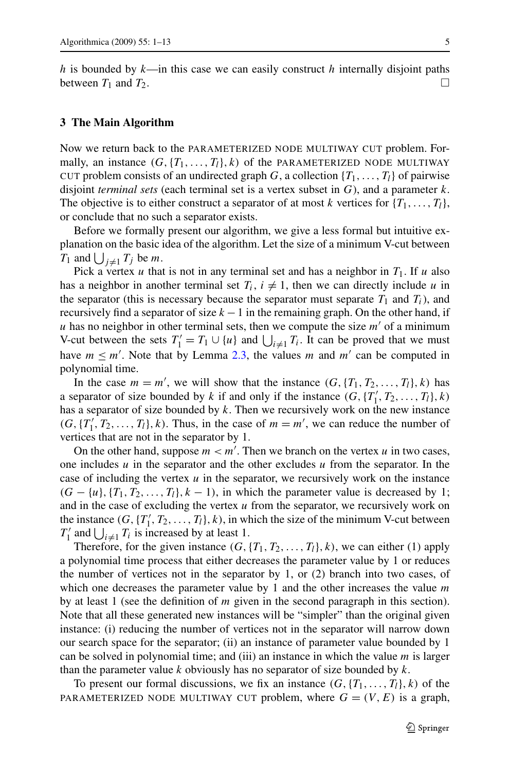$h$ is bounded by $k$—in this case we can easily construct $h$ internally disjoint paths between $T_1$ and $T_2$. □

## 3 The Main Algorithm

Now we return back to the PARAMETERIZED NODE MULTIWAY CUT problem. Formally, an instance $(G, \{T_1, \ldots, T_l\}, k)$ of the PARAMETERIZED NODE MULTIWAY CUT problem consists of an undirected graph $G$, a collection $\{T_1, \ldots, T_l\}$ of pairwise disjoint *terminal sets* (each terminal set is a vertex subset in $G$), and a parameter $k$. The objective is to either construct a separator of at most $k$ vertices for $\{T_1, \ldots, T_l\}$, or conclude that no such a separator exists.

Before we formally present our algorithm, we give a less formal but intuitive explanation on the basic idea of the algorithm. Let the size of a minimum V-cut between $T_1$ and $\bigcup_{j \neq 1} T_j$ be $m$.

Pick a vertex $u$ that is not in any terminal set and has a neighbor in $T_1$. If $u$ also has a neighbor in another terminal set $T_i$, $i \neq 1$, then we can directly include $u$ in the separator (this is necessary because the separator must separate $T_1$ and $T_i$), and recursively find a separator of size $k - 1$ in the remaining graph. On the other hand, if $u$ has no neighbor in other terminal sets, then we compute the size $m'$ of a minimum V-cut between the sets $T_1' = T_1 \cup \{u\}$ and $\bigcup_{i \neq 1} T_i$. It can be proved that we must have $m \leq m'$. Note that by Lemma 2.3, the values $m$ and $m'$ can be computed in polynomial time.

In the case $m = m'$, we will show that the instance $(G, \{T_1, T_2, \ldots, T_l\}, k)$ has a separator of size bounded by $k$ if and only if the instance $(G, \{T_1', T_2, \ldots, T_l\}, k)$ has a separator of size bounded by $k$. Then we recursively work on the new instance $(G, \{T_1', T_2, \ldots, T_l\}, k)$. Thus, in the case of $m = m'$, we can reduce the number of vertices that are not in the separator by 1.

On the other hand, suppose $m < m'$. Then we branch on the vertex $u$ in two cases, one includes $u$ in the separator and the other excludes $u$ from the separator. In the case of including the vertex $u$ in the separator, we recursively work on the instance $(G - \{u\}, \{T_1, T_2, \ldots, T_l\}, k - 1)$, in which the parameter value is decreased by 1; and in the case of excluding the vertex $u$ from the separator, we recursively work on the instance $(G, \{T_1', T_2, \ldots, T_l\}, k)$, in which the size of the minimum V-cut between $T_1'$ and $\bigcup_{i \neq 1} T_i$ is increased by at least 1.

Therefore, for the given instance $(G, \{T_1, T_2, \ldots, T_l\}, k)$, we can either (1) apply a polynomial time process that either decreases the parameter value by 1 or reduces the number of vertices not in the separator by 1, or (2) branch into two cases, of which one decreases the parameter value by 1 and the other increases the value $m$ by at least 1 (see the definition of $m$ given in the second paragraph in this section). Note that all these generated new instances will be "simpler" than the original given instance: (i) reducing the number of vertices not in the separator will narrow down our search space for the separator; (ii) an instance of parameter value bounded by 1 can be solved in polynomial time; and (iii) an instance in which the value $m$ is larger than the parameter value $k$ obviously has no separator of size bounded by $k$.

To present our formal discussions, we fix an instance $(G, \{T_1, \ldots, T_l\}, k)$ of the PARAMETERIZED NODE MULTIWAY CUT problem, where $G = (V, E)$ is a graph,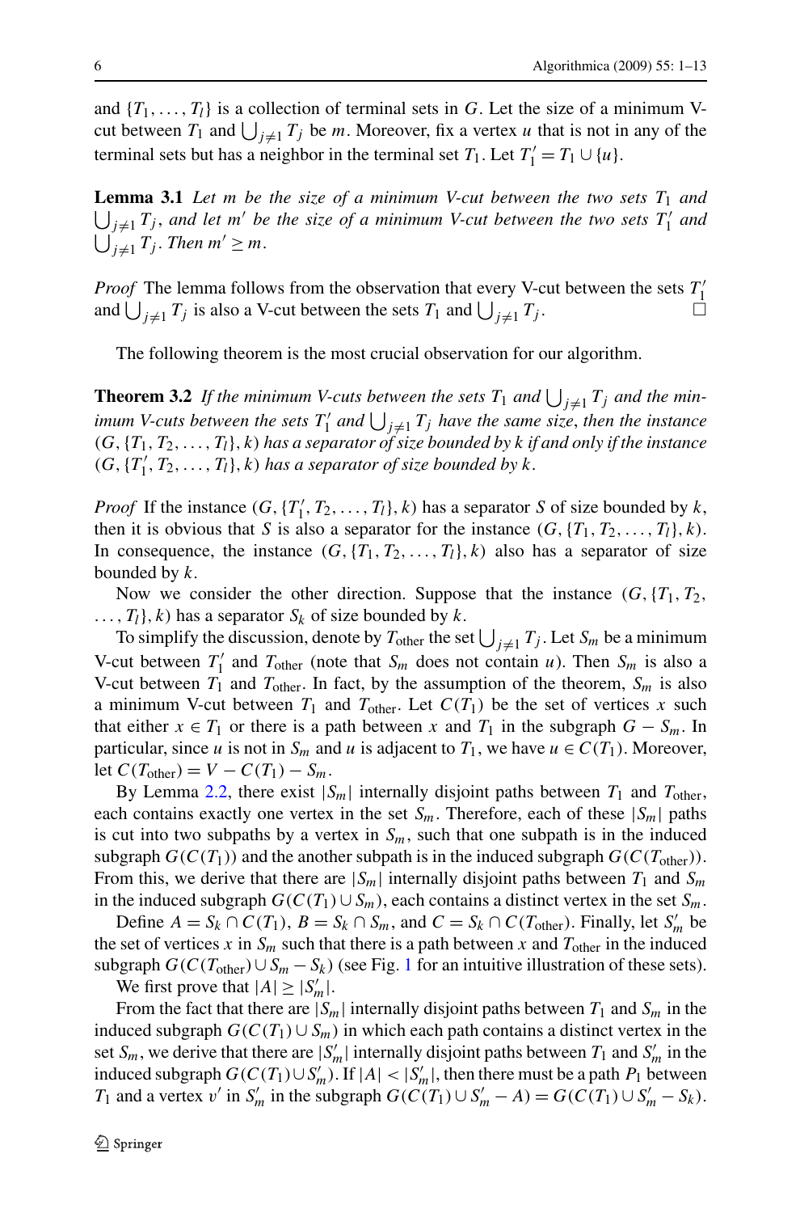and $\{T_1, \ldots, T_l\}$ is a collection of terminal sets in $G$. Let the size of a minimum V-cut between $T_1$ and $\bigcup_{j \neq 1} T_j$ be $m$. Moreover, fix a vertex $u$ that is not in any of the terminal sets but has a neighbor in the terminal set $T_1$. Let $T_1' = T_1 \cup \{u\}$.

**Lemma 3.1** *Let $m$ be the size of a minimum V-cut between the two sets $T_1$ and $\bigcup_{j \neq 1} T_j$, and let $m'$ be the size of a minimum V-cut between the two sets $T_1'$ and $\bigcup_{j \neq 1} T_j$. Then $m' \geq m$.*

*Proof* The lemma follows from the observation that every V-cut between the sets $T_1'$ and $\bigcup_{j \neq 1} T_j$ is also a V-cut between the sets $T_1$ and $\bigcup_{j \neq 1} T_j$. □

The following theorem is the most crucial observation for our algorithm.

**Theorem 3.2** *If the minimum V-cuts between the sets $T_1$ and $\bigcup_{j \neq 1} T_j$ and the minimum V-cuts between the sets $T_1'$ and $\bigcup_{j \neq 1} T_j$ have the same size, then the instance $(G, \{T_1, T_2, \ldots, T_l\}, k)$ has a separator of size bounded by $k$ if and only if the instance $(G, \{T_1', T_2, \ldots, T_l\}, k)$ has a separator of size bounded by $k$.*

*Proof* If the instance $(G, \{T_1', T_2, \ldots, T_l\}, k)$ has a separator $S$ of size bounded by $k$, then it is obvious that $S$ is also a separator for the instance $(G, \{T_1, T_2, \ldots, T_l\}, k)$. In consequence, the instance $(G, \{T_1, T_2, \ldots, T_l\}, k)$ also has a separator of size bounded by $k$.

Now we consider the other direction. Suppose that the instance $(G, \{T_1, T_2, \ldots, T_l\}, k)$ has a separator $S_k$ of size bounded by $k$.

To simplify the discussion, denote by $T_{\text{other}}$ the set $\bigcup_{j \neq 1} T_j$. Let $S_m$ be a minimum V-cut between $T_1'$ and $T_{\text{other}}$ (note that $S_m$ does not contain $u$). Then $S_m$ is also a V-cut between $T_1$ and $T_{\text{other}}$. In fact, by the assumption of the theorem, $S_m$ is also a minimum V-cut between $T_1$ and $T_{\text{other}}$. Let $C(T_1)$ be the set of vertices $x$ such that either $x \in T_1$ or there is a path between $x$ and $T_1$ in the subgraph $G - S_m$. In particular, since $u$ is not in $S_m$ and $u$ is adjacent to $T_1$, we have $u \in C(T_1)$. Moreover, let $C(T_{\text{other}}) = V - C(T_1) - S_m$.

By Lemma 2.2, there exist $|S_m|$ internally disjoint paths between $T_1$ and $T_{\text{other}}$, each contains exactly one vertex in the set $S_m$. Therefore, each of these $|S_m|$ paths is cut into two subpaths by a vertex in $S_m$, such that one subpath is in the induced subgraph $G(C(T_1))$ and the another subpath is in the induced subgraph $G(C(T_{\text{other}}))$. From this, we derive that there are $|S_m|$ internally disjoint paths between $T_1$ and $S_m$ in the induced subgraph $G(C(T_1) \cup S_m)$, each contains a distinct vertex in the set $S_m$.

Define $A = S_k \cap C(T_1)$, $B = S_k \cap S_m$, and $C = S_k \cap C(T_{\text{other}})$. Finally, let $S_m'$ be the set of vertices $x$ in $S_m$ such that there is a path between $x$ and $T_{\text{other}}$ in the induced subgraph $G(C(T_{\text{other}}) \cup S_m - S_k)$ (see Fig. 1 for an intuitive illustration of these sets).

We first prove that $|A| \geq |S_m'|$.

From the fact that there are $|S_m|$ internally disjoint paths between $T_1$ and $S_m$ in the induced subgraph $G(C(T_1) \cup S_m)$ in which each path contains a distinct vertex in the set $S_m$, we derive that there are $|S_m'|$ internally disjoint paths between $T_1$ and $S_m'$ in the induced subgraph $G(C(T_1) \cup S_m')$. If $|A| < |S_m'|$, then there must be a path $P_1$ between $T_1$ and a vertex $v'$ in $S_m'$ in the subgraph $G(C(T_1) \cup S_m' - A) = G(C(T_1) \cup S_m' - S_k)$.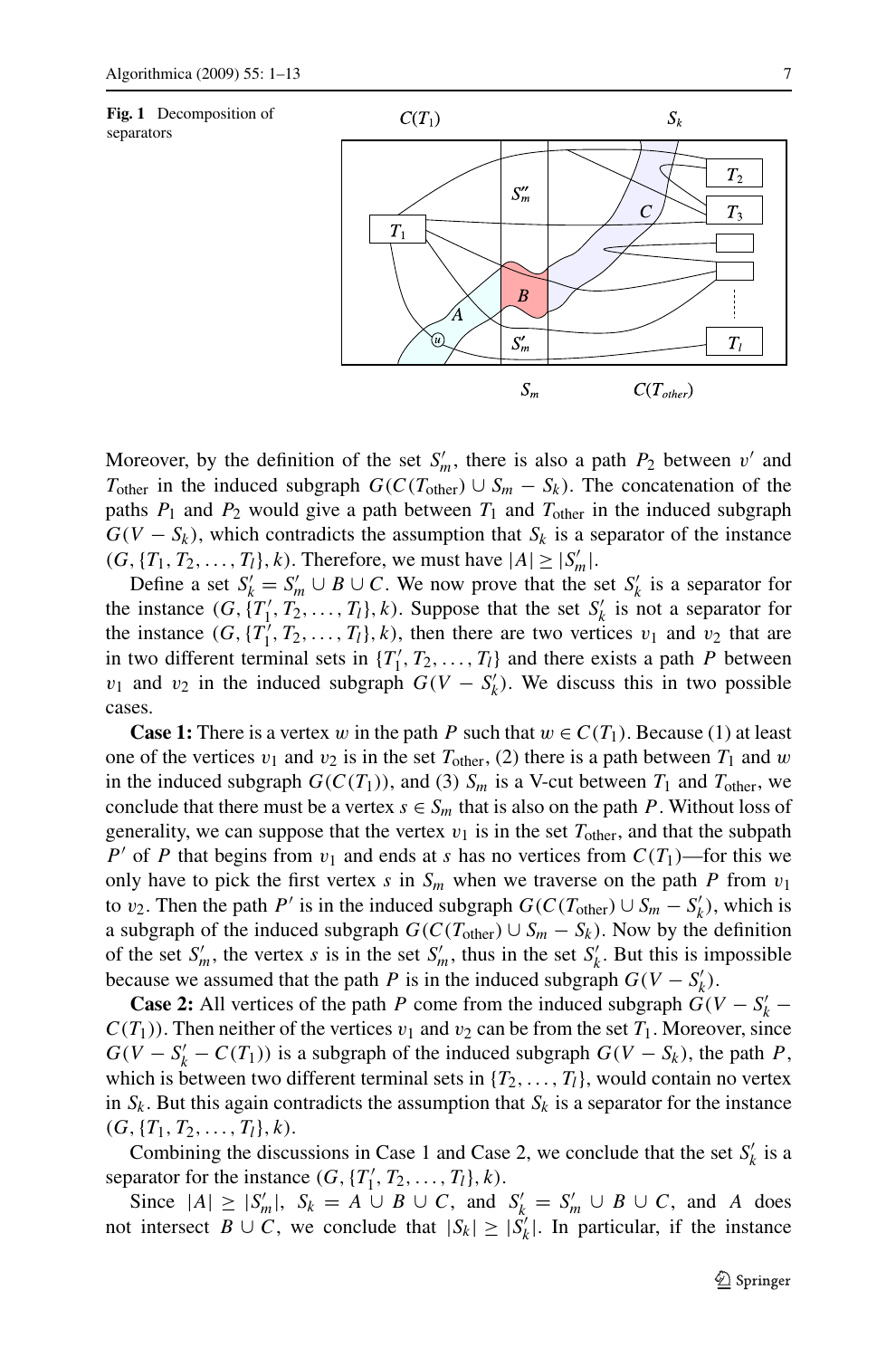**Fig. 1** Decomposition of separators

Moreover, by the definition of the set $S'_m$, there is also a path $P_2$ between $v'$ and $T_{\text{other}}$ in the induced subgraph $G(C(T_{\text{other}}) \cup S_m - S_k)$. The concatenation of the paths $P_1$ and $P_2$ would give a path between $T_1$ and $T_{\text{other}}$ in the induced subgraph $G(V - S_k)$, which contradicts the assumption that $S_k$ is a separator of the instance $(G, \{T_1, T_2, \ldots, T_l\}, k)$. Therefore, we must have $|A| \geq |S'_m|$.

Define a set $S'_k = S'_m \cup B \cup C$. We now prove that the set $S'_k$ is a separator for the instance $(G, \{T'_1, T_2, \ldots, T_l\}, k)$. Suppose that the set $S'_k$ is not a separator for the instance $(G, \{T'_1, T_2, \ldots, T_l\}, k)$, then there are two vertices $v_1$ and $v_2$ that are in two different terminal sets in $\{T'_1, T_2, \ldots, T_l\}$ and there exists a path $P$ between $v_1$ and $v_2$ in the induced subgraph $G(V - S'_k)$. We discuss this in two possible cases.

**Case 1:** There is a vertex $w$ in the path $P$ such that $w \in C(T_1)$. Because (1) at least one of the vertices $v_1$ and $v_2$ is in the set $T_{\text{other}}$, (2) there is a path between $T_1$ and $w$ in the induced subgraph $G(C(T_1))$, and (3) $S_m$ is a V-cut between $T_1$ and $T_{\text{other}}$, we conclude that there must be a vertex $s \in S_m$ that is also on the path $P$. Without loss of generality, we can suppose that the vertex $v_1$ is in the set $T_{\text{other}}$, and that the subpath $P'$ of $P$ that begins from $v_1$ and ends at $s$ has no vertices from $C(T_1)$—for this we only have to pick the first vertex $s$ in $S_m$ when we traverse on the path $P$ from $v_1$ to $v_2$. Then the path $P'$ is in the induced subgraph $G(C(T_{\text{other}}) \cup S_m - S'_k)$, which is a subgraph of the induced subgraph $G(C(T_{\text{other}}) \cup S_m - S_k)$. Now by the definition of the set $S'_m$, the vertex $s$ is in the set $S'_m$, thus in the set $S'_k$. But this is impossible because we assumed that the path $P$ is in the induced subgraph $G(V - S'_k)$.

**Case 2:** All vertices of the path $P$ come from the induced subgraph $G(V - S'_k - C(T_1))$. Then neither of the vertices $v_1$ and $v_2$ can be from the set $T_1$. Moreover, since $G(V - S'_k - C(T_1))$ is a subgraph of the induced subgraph $G(V - S_k)$, the path $P$, which is between two different terminal sets in $\{T_2, \ldots, T_l\}$, would contain no vertex in $S_k$. But this again contradicts the assumption that $S_k$ is a separator for the instance $(G, \{T_1, T_2, \ldots, T_l\}, k)$.

Combining the discussions in Case 1 and Case 2, we conclude that the set $S'_k$ is a separator for the instance $(G, \{T'_1, T_2, \ldots, T_l\}, k)$.

Since $|A| \geq |S'_m|$, $S_k = A \cup B \cup C$, and $S'_k = S'_m \cup B \cup C$, and $A$ does not intersect $B \cup C$, we conclude that $|S_k| \geq |S'_k|$. In particular, if the instance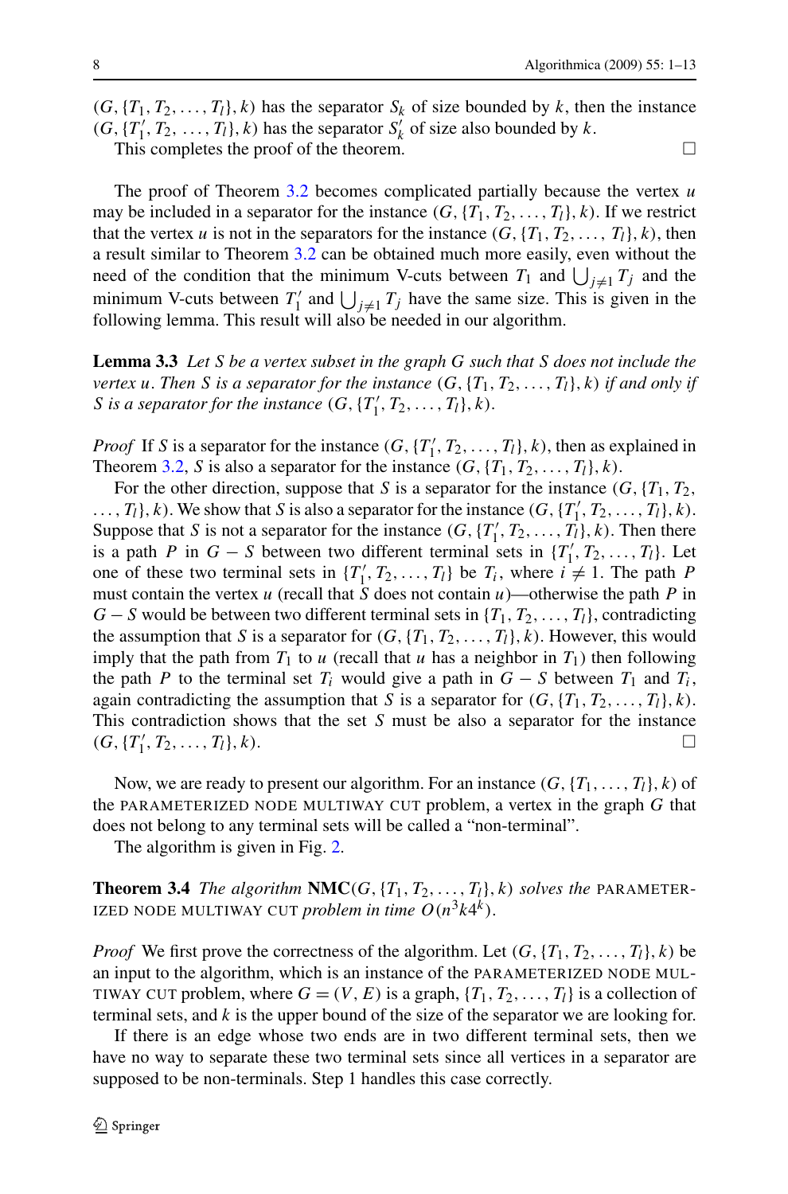$(G, \{T_1, T_2, \ldots, T_l\}, k)$ has the separator $S_k$ of size bounded by $k$, then the instance $(G, \{T_1', T_2, \ldots, T_l\}, k)$ has the separator $S_k'$ of size also bounded by $k$.

This completes the proof of the theorem. □

The proof of Theorem 3.2 becomes complicated partially because the vertex $u$ may be included in a separator for the instance $(G, \{T_1, T_2, \ldots, T_l\}, k)$. If we restrict that the vertex $u$ is not in the separators for the instance $(G, \{T_1, T_2, \ldots, T_l\}, k)$, then a result similar to Theorem 3.2 can be obtained much more easily, even without the need of the condition that the minimum V-cuts between $T_1$ and $\bigcup_{j \neq 1} T_j$ and the minimum V-cuts between $T_1'$ and $\bigcup_{j \neq 1} T_j$ have the same size. This is given in the following lemma. This result will also be needed in our algorithm.

**Lemma 3.3** *Let $S$ be a vertex subset in the graph $G$ such that $S$ does not include the vertex $u$. Then $S$ is a separator for the instance $(G, \{T_1, T_2, \ldots, T_l\}, k)$ if and only if $S$ is a separator for the instance $(G, \{T_1', T_2, \ldots, T_l\}, k)$.*

*Proof* If $S$ is a separator for the instance $(G, \{T_1', T_2, \ldots, T_l\}, k)$, then as explained in Theorem 3.2, $S$ is also a separator for the instance $(G, \{T_1, T_2, \ldots, T_l\}, k)$.

For the other direction, suppose that $S$ is a separator for the instance $(G, \{T_1, T_2, \ldots, T_l\}, k)$. We show that $S$ is also a separator for the instance $(G, \{T_1', T_2, \ldots, T_l\}, k)$. Suppose that $S$ is not a separator for the instance $(G, \{T_1', T_2, \ldots, T_l\}, k)$. Then there is a path $P$ in $G - S$ between two different terminal sets in $\{T_1', T_2, \ldots, T_l\}$. Let one of these two terminal sets in $\{T_1', T_2, \ldots, T_l\}$ be $T_i$, where $i \neq 1$. The path $P$ must contain the vertex $u$ (recall that $S$ does not contain $u$)—otherwise the path $P$ in $G - S$ would be between two different terminal sets in $\{T_1, T_2, \ldots, T_l\}$, contradicting the assumption that $S$ is a separator for $(G, \{T_1, T_2, \ldots, T_l\}, k)$. However, this would imply that the path from $T_1$ to $u$ (recall that $u$ has a neighbor in $T_1$) then following the path $P$ to the terminal set $T_i$ would give a path in $G - S$ between $T_1$ and $T_i$, again contradicting the assumption that $S$ is a separator for $(G, \{T_1, T_2, \ldots, T_l\}, k)$. This contradiction shows that the set $S$ must be also a separator for the instance $(G, \{T_1', T_2, \ldots, T_l\}, k)$. □

Now, we are ready to present our algorithm. For an instance $(G, \{T_1, \ldots, T_l\}, k)$ of the PARAMETERIZED NODE MULTIWAY CUT problem, a vertex in the graph $G$ that does not belong to any terminal sets will be called a "non-terminal".

The algorithm is given in Fig. 2.

**Theorem 3.4** *The algorithm* **NMC**$(G, \{T_1, T_2, \ldots, T_l\}, k)$ *solves the* PARAMETERIZED NODE MULTIWAY CUT *problem in time $O(n^3 k 4^k)$.*

*Proof* We first prove the correctness of the algorithm. Let $(G, \{T_1, T_2, \ldots, T_l\}, k)$ be an input to the algorithm, which is an instance of the PARAMETERIZED NODE MULTIWAY CUT problem, where $G = (V, E)$ is a graph, $\{T_1, T_2, \ldots, T_l\}$ is a collection of terminal sets, and $k$ is the upper bound of the size of the separator we are looking for.

If there is an edge whose two ends are in two different terminal sets, then we have no way to separate these two terminal sets since all vertices in a separator are supposed to be non-terminals. Step 1 handles this case correctly.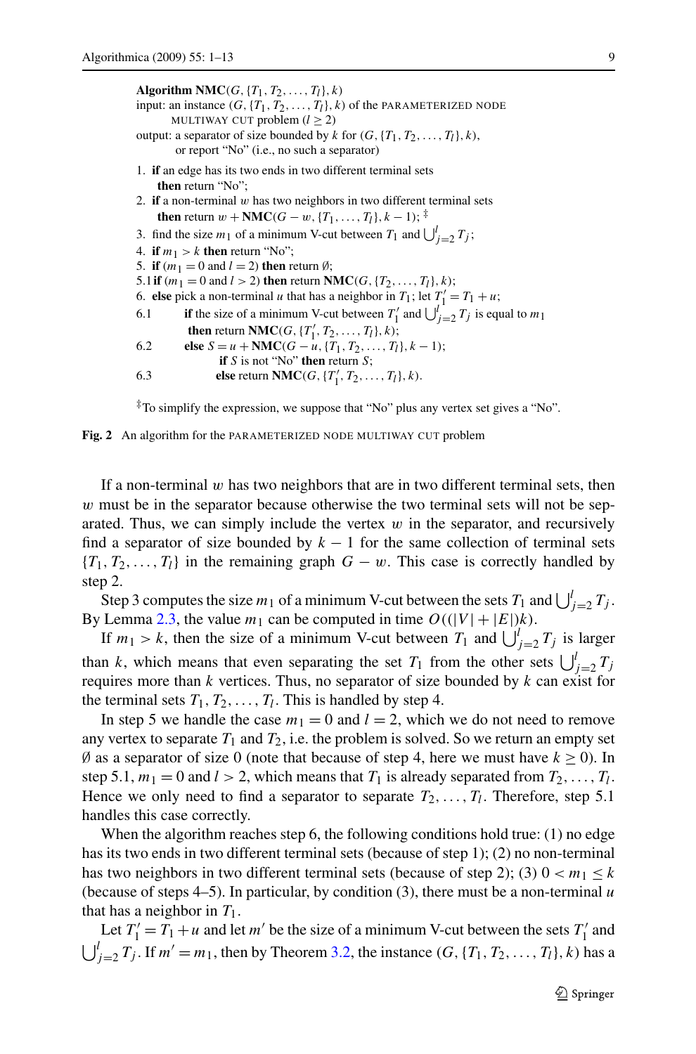```
Algorithm NMC(G, {T_1, T_2, ..., T_l}, k)
input: an instance (G, {T_1, T_2, ..., T_l}, k) of the PARAMETERIZED NODE
       MULTIWAY CUT problem (l ≥ 2)
output: a separator of size bounded by k for (G, {T_1, T_2, ..., T_l}, k),
        or report "No" (i.e., no such a separator)

1.  if an edge has its two ends in two different terminal sets
      then return "No";
2.  if a non-terminal w has two neighbors in two different terminal sets
      then return w + NMC(G − w, {T_1, ..., T_l}, k − 1); ‡
3.  find the size m_1 of a minimum V-cut between T_1 and ⋃_{j=2}^{l} T_j;
4.  if m_1 > k then return "No";
5.  if (m_1 = 0 and l = 2) then return ∅;
5.1 if (m_1 = 0 and l > 2) then return NMC(G, {T_2, ..., T_l}, k);
6.  else pick a non-terminal u that has a neighbor in T_1; let T'_1 = T_1 + u;
6.1      if the size of a minimum V-cut between T'_1 and ⋃_{j=2}^{l} T_j is equal to m_1
          then return NMC(G, {T'_1, T_2, ..., T_l}, k);
6.2      else S = u + NMC(G − u, {T_1, T_2, ..., T_l}, k − 1);
              if S is not "No" then return S;
6.3           else return NMC(G, {T'_1, T_2, ..., T_l}, k).
```

‡To simplify the expression, we suppose that "No" plus any vertex set gives a "No".

**Fig. 2** An algorithm for the PARAMETERIZED NODE MULTIWAY CUT problem

If a non-terminal $w$ has two neighbors that are in two different terminal sets, then $w$ must be in the separator because otherwise the two terminal sets will not be separated. Thus, we can simply include the vertex $w$ in the separator, and recursively find a separator of size bounded by $k-1$ for the same collection of terminal sets $\{T_1, T_2, \ldots, T_l\}$ in the remaining graph $G-w$. This case is correctly handled by step 2.

Step 3 computes the size $m_1$ of a minimum V-cut between the sets $T_1$ and $\bigcup_{j=2}^{l} T_j$. By Lemma 2.3, the value $m_1$ can be computed in time $O((|V|+|E|)k)$.

If $m_1 > k$, then the size of a minimum V-cut between $T_1$ and $\bigcup_{j=2}^{l} T_j$ is larger than $k$, which means that even separating the set $T_1$ from the other sets $\bigcup_{j=2}^{l} T_j$ requires more than $k$ vertices. Thus, no separator of size bounded by $k$ can exist for the terminal sets $T_1, T_2, \ldots, T_l$. This is handled by step 4.

In step 5 we handle the case $m_1 = 0$ and $l = 2$, which we do not need to remove any vertex to separate $T_1$ and $T_2$, i.e. the problem is solved. So we return an empty set $\emptyset$ as a separator of size 0 (note that because of step 4, here we must have $k \geq 0$). In step 5.1, $m_1 = 0$ and $l > 2$, which means that $T_1$ is already separated from $T_2, \ldots, T_l$. Hence we only need to find a separator to separate $T_2, \ldots, T_l$. Therefore, step 5.1 handles this case correctly.

When the algorithm reaches step 6, the following conditions hold true: (1) no edge has its two ends in two different terminal sets (because of step 1); (2) no non-terminal has two neighbors in two different terminal sets (because of step 2); (3) $0 < m_1 \leq k$ (because of steps 4–5). In particular, by condition (3), there must be a non-terminal $u$ that has a neighbor in $T_1$.

Let $T_1' = T_1 + u$ and let $m'$ be the size of a minimum V-cut between the sets $T_1'$ and $\bigcup_{j=2}^{l} T_j$. If $m' = m_1$, then by Theorem 3.2, the instance $(G, \{T_1, T_2, \ldots, T_l\}, k)$ has a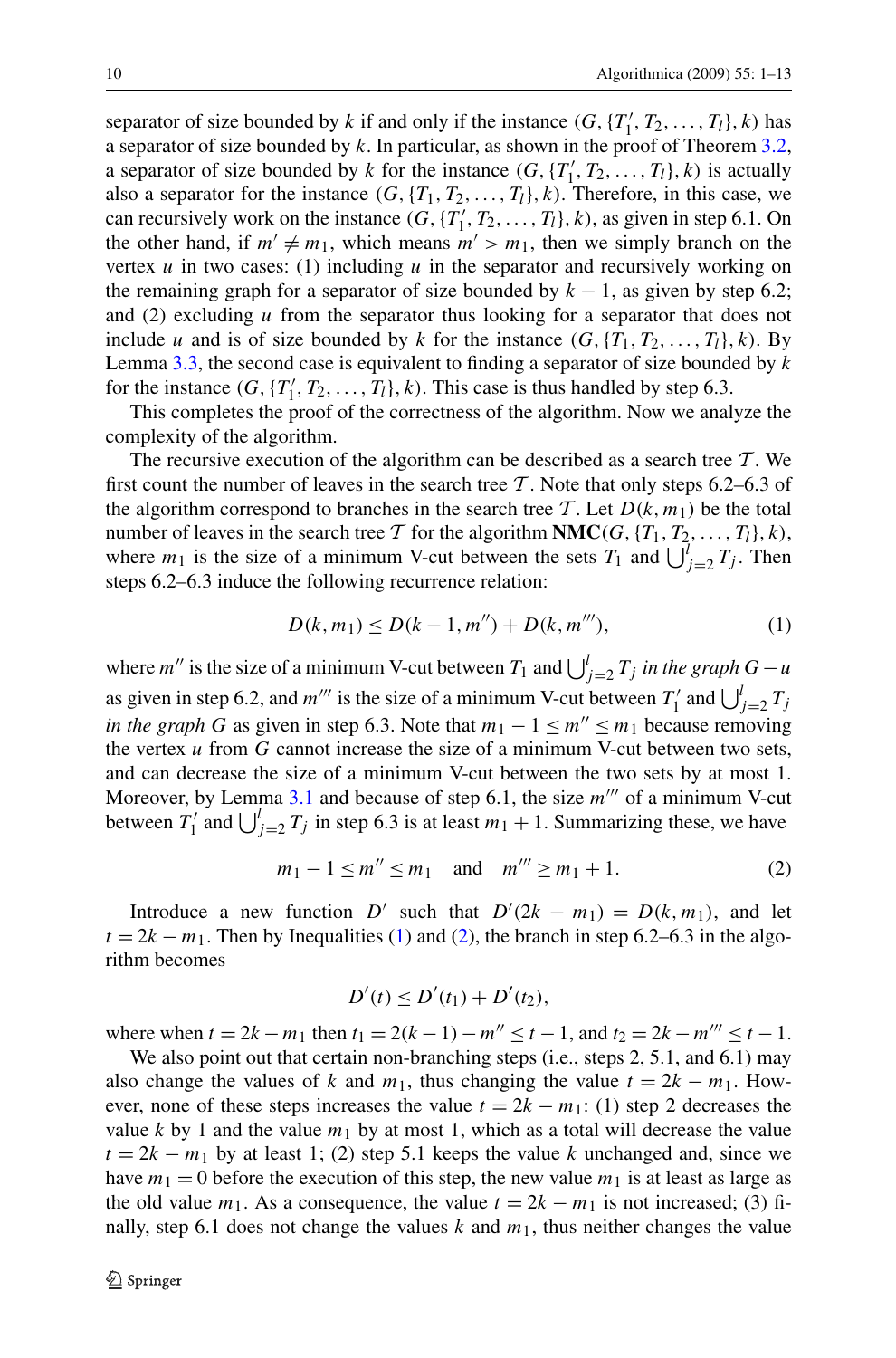separator of size bounded by $k$ if and only if the instance $(G, \{T_1', T_2, \ldots, T_l\}, k)$ has a separator of size bounded by $k$. In particular, as shown in the proof of Theorem 3.2, a separator of size bounded by $k$ for the instance $(G, \{T_1', T_2, \ldots, T_l\}, k)$ is actually also a separator for the instance $(G, \{T_1, T_2, \ldots, T_l\}, k)$. Therefore, in this case, we can recursively work on the instance $(G, \{T_1', T_2, \ldots, T_l\}, k)$, as given in step 6.1. On the other hand, if $m' \neq m_1$, which means $m' > m_1$, then we simply branch on the vertex $u$ in two cases: (1) including $u$ in the separator and recursively working on the remaining graph for a separator of size bounded by $k-1$, as given by step 6.2; and (2) excluding $u$ from the separator thus looking for a separator that does not include $u$ and is of size bounded by $k$ for the instance $(G, \{T_1, T_2, \ldots, T_l\}, k)$. By Lemma 3.3, the second case is equivalent to finding a separator of size bounded by $k$ for the instance $(G, \{T_1', T_2, \ldots, T_l\}, k)$. This case is thus handled by step 6.3.

This completes the proof of the correctness of the algorithm. Now we analyze the complexity of the algorithm.

The recursive execution of the algorithm can be described as a search tree $\mathcal{T}$. We first count the number of leaves in the search tree $\mathcal{T}$. Note that only steps 6.2–6.3 of the algorithm correspond to branches in the search tree $\mathcal{T}$. Let $D(k, m_1)$ be the total number of leaves in the search tree $\mathcal{T}$ for the algorithm **NMC**$(G, \{T_1, T_2, \ldots, T_l\}, k)$, where $m_1$ is the size of a minimum V-cut between the sets $T_1$ and $\bigcup_{j=2}^{l} T_j$. Then steps 6.2–6.3 induce the following recurrence relation:

$$D(k, m_1) \leq D(k-1, m'') + D(k, m'''), \tag{1}$$

where $m''$ is the size of a minimum V-cut between $T_1$ and $\bigcup_{j=2}^{l} T_j$ *in the graph* $G - u$ as given in step 6.2, and $m'''$ is the size of a minimum V-cut between $T_1'$ and $\bigcup_{j=2}^{l} T_j$ *in the graph* $G$ as given in step 6.3. Note that $m_1 - 1 \leq m'' \leq m_1$ because removing the vertex $u$ from $G$ cannot increase the size of a minimum V-cut between two sets, and can decrease the size of a minimum V-cut between the two sets by at most 1. Moreover, by Lemma 3.1 and because of step 6.1, the size $m'''$ of a minimum V-cut between $T_1'$ and $\bigcup_{j=2}^{l} T_j$ in step 6.3 is at least $m_1 + 1$. Summarizing these, we have

$$m_1 - 1 \leq m'' \leq m_1 \quad \text{and} \quad m''' \geq m_1 + 1. \tag{2}$$

Introduce a new function $D'$ such that $D'(2k - m_1) = D(k, m_1)$, and let $t = 2k - m_1$. Then by Inequalities (1) and (2), the branch in step 6.2–6.3 in the algorithm becomes

$$D'(t) \leq D'(t_1) + D'(t_2),$$

where when $t = 2k - m_1$ then $t_1 = 2(k-1) - m'' \leq t - 1$, and $t_2 = 2k - m''' \leq t - 1$.

We also point out that certain non-branching steps (i.e., steps 2, 5.1, and 6.1) may also change the values of $k$ and $m_1$, thus changing the value $t = 2k - m_1$. However, none of these steps increases the value $t = 2k - m_1$: (1) step 2 decreases the value $k$ by 1 and the value $m_1$ by at most 1, which as a total will decrease the value $t = 2k - m_1$ by at least 1; (2) step 5.1 keeps the value $k$ unchanged and, since we have $m_1 = 0$ before the execution of this step, the new value $m_1$ is at least as large as the old value $m_1$. As a consequence, the value $t = 2k - m_1$ is not increased; (3) finally, step 6.1 does not change the values $k$ and $m_1$, thus neither changes the value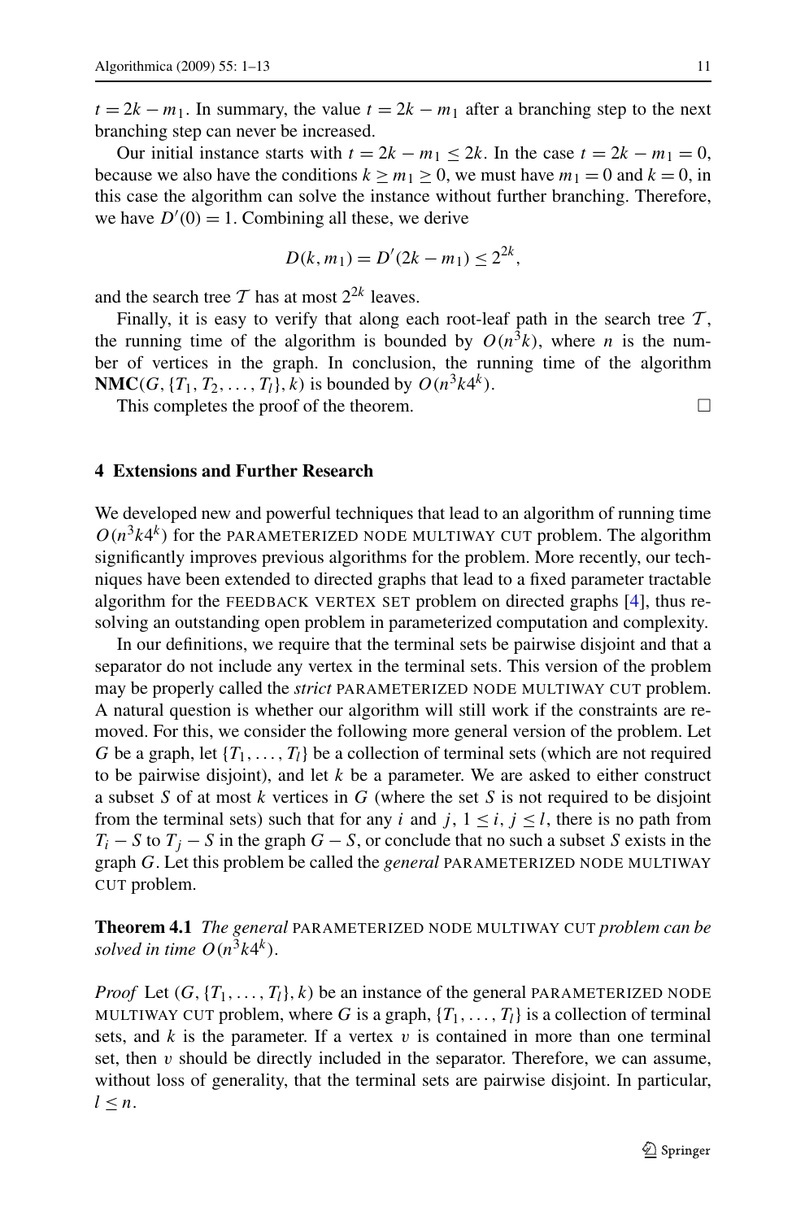$t = 2k - m_1$. In summary, the value $t = 2k - m_1$ after a branching step to the next branching step can never be increased.

Our initial instance starts with $t = 2k - m_1 \le 2k$. In the case $t = 2k - m_1 = 0$, because we also have the conditions $k \ge m_1 \ge 0$, we must have $m_1 = 0$ and $k = 0$, in this case the algorithm can solve the instance without further branching. Therefore, we have $D'(0) = 1$. Combining all these, we derive

$$D(k, m_1) = D'(2k - m_1) \le 2^{2k},$$

and the search tree $\mathcal{T}$ has at most $2^{2k}$ leaves.

Finally, it is easy to verify that along each root-leaf path in the search tree $\mathcal{T}$, the running time of the algorithm is bounded by $O(n^3 k)$, where $n$ is the number of vertices in the graph. In conclusion, the running time of the algorithm **NMC**$(G, \{T_1, T_2, \ldots, T_l\}, k)$ is bounded by $O(n^3 k 4^k)$.

This completes the proof of the theorem. □

## 4 Extensions and Further Research

We developed new and powerful techniques that lead to an algorithm of running time $O(n^3 k 4^k)$ for the PARAMETERIZED NODE MULTIWAY CUT problem. The algorithm significantly improves previous algorithms for the problem. More recently, our techniques have been extended to directed graphs that lead to a fixed parameter tractable algorithm for the FEEDBACK VERTEX SET problem on directed graphs [4], thus resolving an outstanding open problem in parameterized computation and complexity.

In our definitions, we require that the terminal sets be pairwise disjoint and that a separator do not include any vertex in the terminal sets. This version of the problem may be properly called the *strict* PARAMETERIZED NODE MULTIWAY CUT problem. A natural question is whether our algorithm will still work if the constraints are removed. For this, we consider the following more general version of the problem. Let $G$ be a graph, let $\{T_1, \ldots, T_l\}$ be a collection of terminal sets (which are not required to be pairwise disjoint), and let $k$ be a parameter. We are asked to either construct a subset $S$ of at most $k$ vertices in $G$ (where the set $S$ is not required to be disjoint from the terminal sets) such that for any $i$ and $j$, $1 \le i, j \le l$, there is no path from $T_i - S$ to $T_j - S$ in the graph $G - S$, or conclude that no such a subset $S$ exists in the graph $G$. Let this problem be called the *general* PARAMETERIZED NODE MULTIWAY CUT problem.

**Theorem 4.1** *The general* PARAMETERIZED NODE MULTIWAY CUT *problem can be solved in time* $O(n^3 k 4^k)$.

*Proof* Let $(G, \{T_1, \ldots, T_l\}, k)$ be an instance of the general PARAMETERIZED NODE MULTIWAY CUT problem, where $G$ is a graph, $\{T_1, \ldots, T_l\}$ is a collection of terminal sets, and $k$ is the parameter. If a vertex $v$ is contained in more than one terminal set, then $v$ should be directly included in the separator. Therefore, we can assume, without loss of generality, that the terminal sets are pairwise disjoint. In particular, $l \le n$.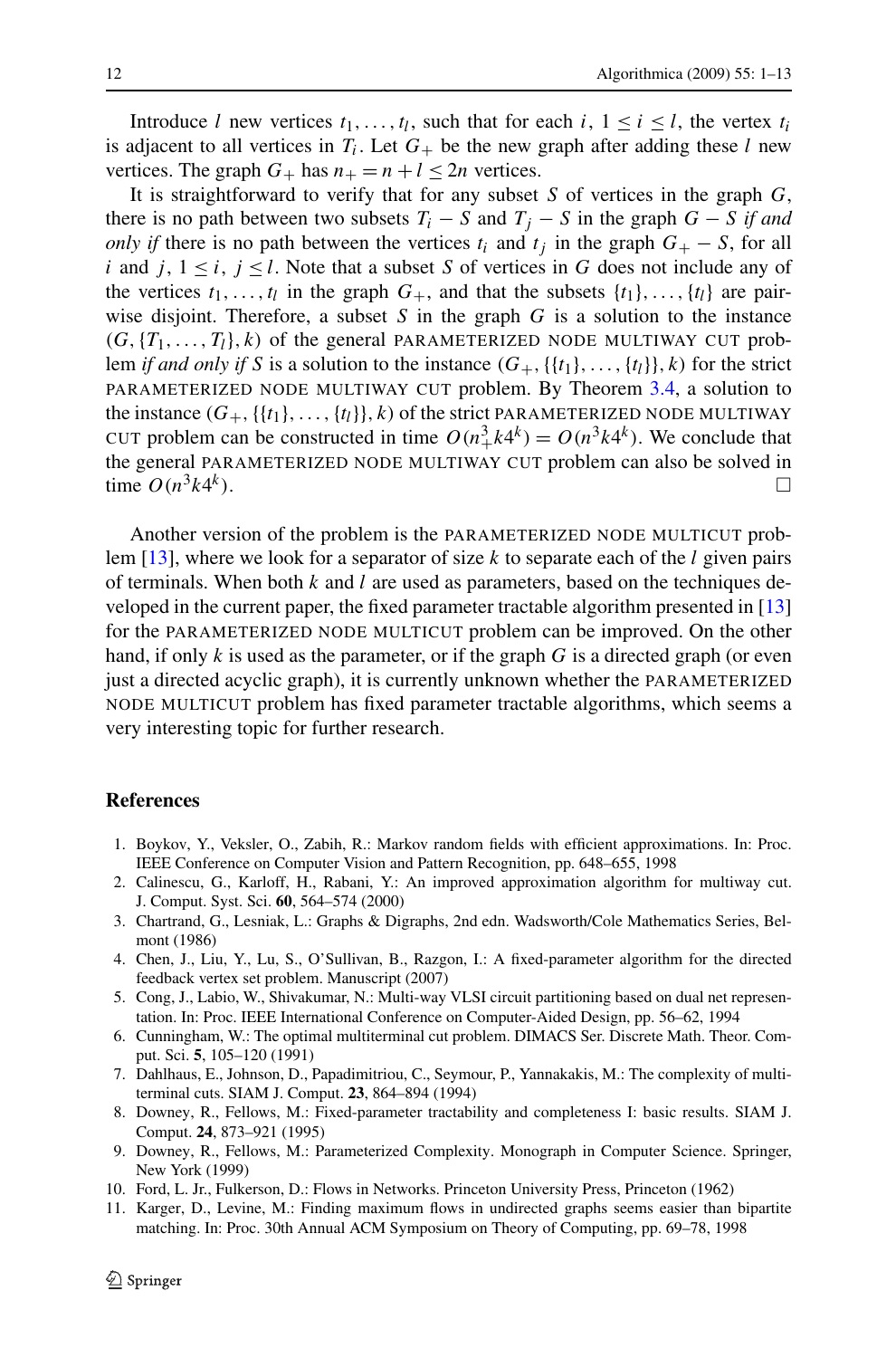Introduce $l$ new vertices $t_1, \ldots, t_l$, such that for each $i$, $1 \le i \le l$, the vertex $t_i$ is adjacent to all vertices in $T_i$. Let $G_+$ be the new graph after adding these $l$ new vertices. The graph $G_+$ has $n_+ = n + l \le 2n$ vertices.

It is straightforward to verify that for any subset $S$ of vertices in the graph $G$, there is no path between two subsets $T_i - S$ and $T_j - S$ in the graph $G - S$ *if and only if* there is no path between the vertices $t_i$ and $t_j$ in the graph $G_+ - S$, for all $i$ and $j$, $1 \le i, j \le l$. Note that a subset $S$ of vertices in $G$ does not include any of the vertices $t_1, \ldots, t_l$ in the graph $G_+$, and that the subsets $\{t_1\}, \ldots, \{t_l\}$ are pairwise disjoint. Therefore, a subset $S$ in the graph $G$ is a solution to the instance $(G, \{T_1, \ldots, T_l\}, k)$ of the general PARAMETERIZED NODE MULTIWAY CUT problem *if and only if* $S$ is a solution to the instance $(G_+, \{\{t_1\}, \ldots, \{t_l\}\}, k)$ for the strict PARAMETERIZED NODE MULTIWAY CUT problem. By Theorem 3.4, a solution to the instance $(G_+, \{\{t_1\}, \ldots, \{t_l\}\}, k)$ of the strict PARAMETERIZED NODE MULTIWAY CUT problem can be constructed in time $O(n_+^3 k 4^k) = O(n^3 k 4^k)$. We conclude that the general PARAMETERIZED NODE MULTIWAY CUT problem can also be solved in time $O(n^3 k 4^k)$. □

Another version of the problem is the PARAMETERIZED NODE MULTICUT problem [13], where we look for a separator of size $k$ to separate each of the $l$ given pairs of terminals. When both $k$ and $l$ are used as parameters, based on the techniques developed in the current paper, the fixed parameter tractable algorithm presented in [13] for the PARAMETERIZED NODE MULTICUT problem can be improved. On the other hand, if only $k$ is used as the parameter, or if the graph $G$ is a directed graph (or even just a directed acyclic graph), it is currently unknown whether the PARAMETERIZED NODE MULTICUT problem has fixed parameter tractable algorithms, which seems a very interesting topic for further research.

## References

1. Boykov, Y., Veksler, O., Zabih, R.: Markov random fields with efficient approximations. In: Proc. IEEE Conference on Computer Vision and Pattern Recognition, pp. 648–655, 1998
2. Calinescu, G., Karloff, H., Rabani, Y.: An improved approximation algorithm for multiway cut. J. Comput. Syst. Sci. **60**, 564–574 (2000)
3. Chartrand, G., Lesniak, L.: Graphs & Digraphs, 2nd edn. Wadsworth/Cole Mathematics Series, Belmont (1986)
4. Chen, J., Liu, Y., Lu, S., O'Sullivan, B., Razgon, I.: A fixed-parameter algorithm for the directed feedback vertex set problem. Manuscript (2007)
5. Cong, J., Labio, W., Shivakumar, N.: Multi-way VLSI circuit partitioning based on dual net representation. In: Proc. IEEE International Conference on Computer-Aided Design, pp. 56–62, 1994
6. Cunningham, W.: The optimal multiterminal cut problem. DIMACS Ser. Discrete Math. Theor. Comput. Sci. **5**, 105–120 (1991)
7. Dahlhaus, E., Johnson, D., Papadimitriou, C., Seymour, P., Yannakakis, M.: The complexity of multiterminal cuts. SIAM J. Comput. **23**, 864–894 (1994)
8. Downey, R., Fellows, M.: Fixed-parameter tractability and completeness I: basic results. SIAM J. Comput. **24**, 873–921 (1995)
9. Downey, R., Fellows, M.: Parameterized Complexity. Monograph in Computer Science. Springer, New York (1999)
10. Ford, L. Jr., Fulkerson, D.: Flows in Networks. Princeton University Press, Princeton (1962)
11. Karger, D., Levine, M.: Finding maximum flows in undirected graphs seems easier than bipartite matching. In: Proc. 30th Annual ACM Symposium on Theory of Computing, pp. 69–78, 1998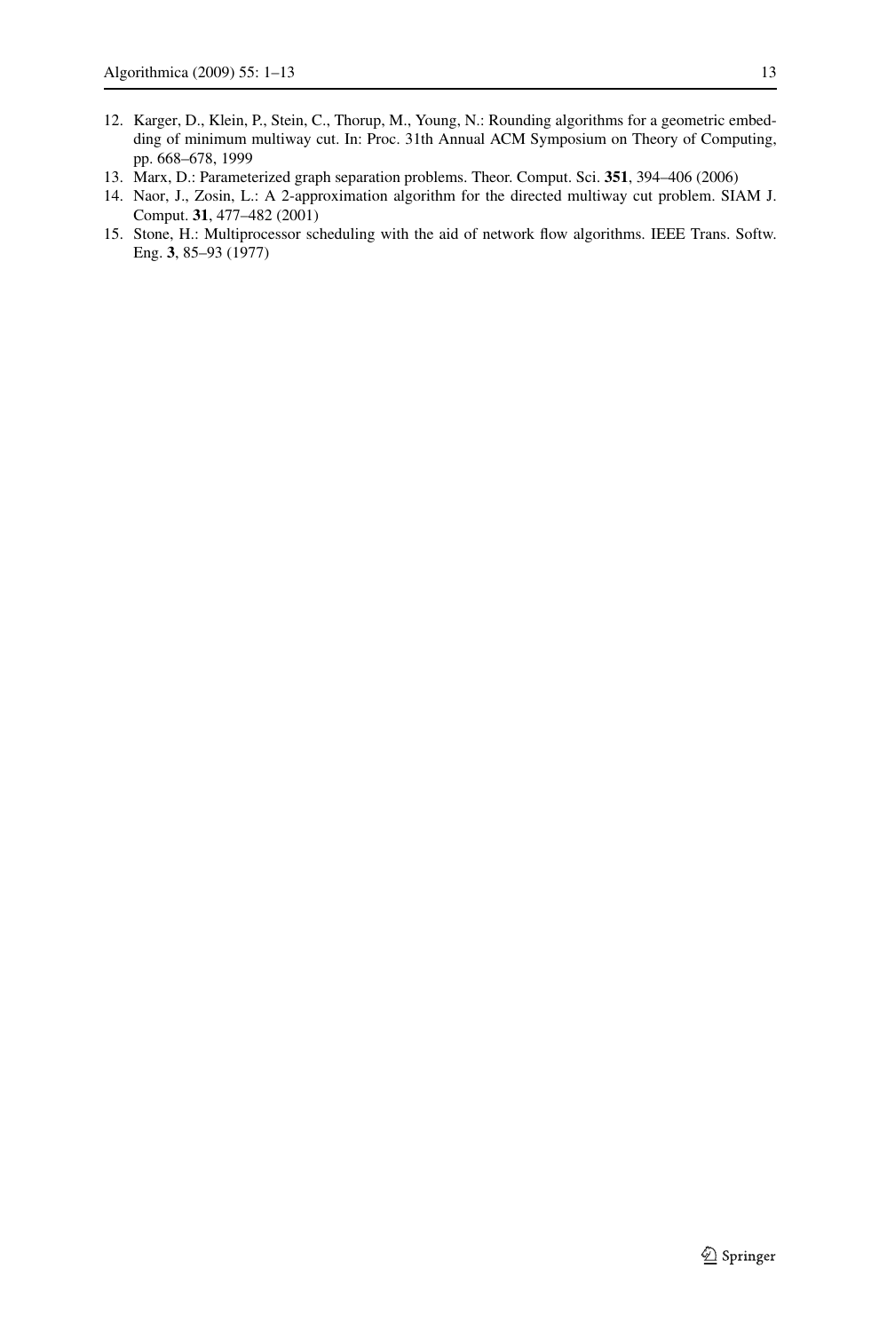12. Karger, D., Klein, P., Stein, C., Thorup, M., Young, N.: Rounding algorithms for a geometric embedding of minimum multiway cut. In: Proc. 31th Annual ACM Symposium on Theory of Computing, pp. 668–678, 1999
13. Marx, D.: Parameterized graph separation problems. Theor. Comput. Sci. **351**, 394–406 (2006)
14. Naor, J., Zosin, L.: A 2-approximation algorithm for the directed multiway cut problem. SIAM J. Comput. **31**, 477–482 (2001)
15. Stone, H.: Multiprocessor scheduling with the aid of network flow algorithms. IEEE Trans. Softw. Eng. **3**, 85–93 (1977)